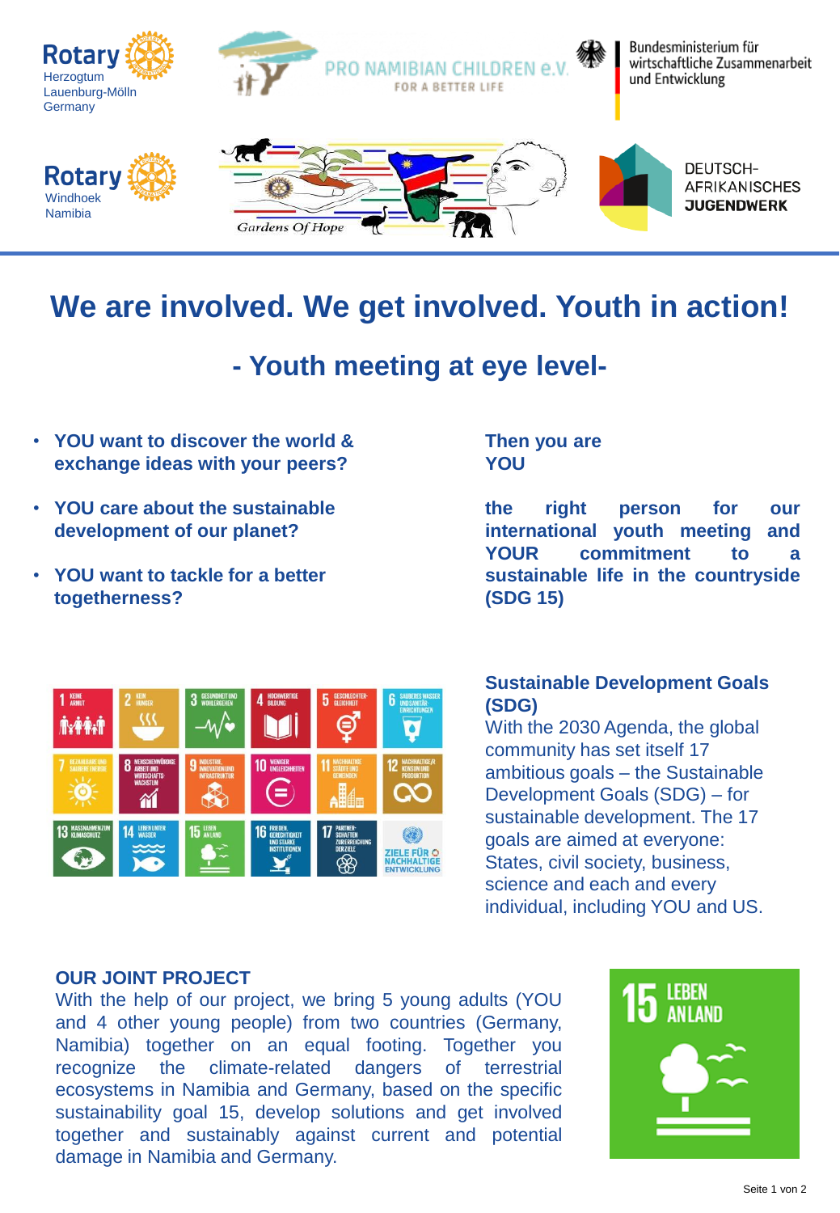Rotary Herzogtum Lauenburg-Mölln Germany

PRO NAMIBIAN CHILDREN e.V. FOR A BETTER LIFE

Bundesministerium für wirtschaftliche Zusammenarbeit und Entwicklung

Rotary Windhoek Namibia

Gardens Of Hope

DEUTSCH-AFRIKANISCHES JUGENDWERK

# We are involved. We get involved. Youth in action!

## - Youth meeting at eye level-

- **YOU want to discover the world & exchange ideas with your peers?**
- **YOU care about the sustainable development of our planet?**
- **YOU want to tackle for a better togetherness?**

**Then you are YOU**

**the right person for our international youth meeting and YOUR commitment to a sustainable life in the countryside (SDG 15)**

### Sustainable Development Goals (SDG)

With the 2030 Agenda, the global community has set itself 17 ambitious goals – the Sustainable Development Goals (SDG) – for sustainable development. The 17 goals are aimed at everyone: States, civil society, business, science and each and every individual, including YOU and US.

### OUR JOINT PROJECT

With the help of our project, we bring 5 young adults (YOU and 4 other young people) from two countries (Germany, Namibia) together on an equal footing. Together you recognize the climate-related dangers of terrestrial ecosystems in Namibia and Germany, based on the specific sustainability goal 15, develop solutions and get involved together and sustainably against current and potential damage in Namibia and Germany.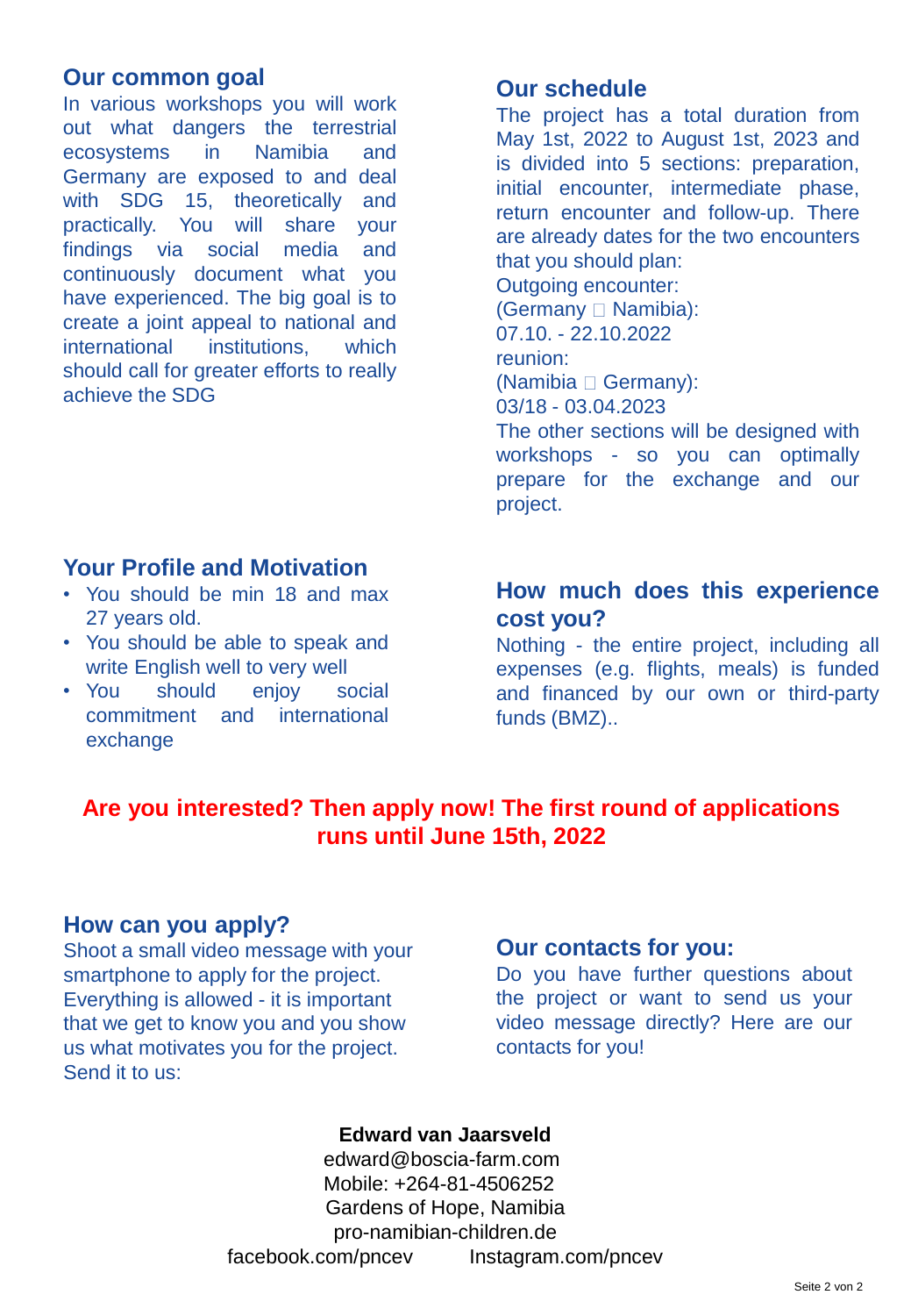## Our common goal

In various workshops you will work out what dangers the terrestrial ecosystems in Namibia and Germany are exposed to and deal with SDG 15, theoretically and practically. You will share your findings via social media and continuously document what you have experienced. The big goal is to create a joint appeal to national and international institutions, which should call for greater efforts to really achieve the SDG

## Our schedule

The project has a total duration from May 1st, 2022 to August 1st, 2023 and is divided into 5 sections: preparation, initial encounter, intermediate phase, return encounter and follow-up. There are already dates for the two encounters that you should plan:

Outgoing encounter:
(Germany □ Namibia):
07.10. - 22.10.2022

reunion:
(Namibia □ Germany):
03/18 - 03.04.2023

The other sections will be designed with workshops - so you can optimally prepare for the exchange and our project.

## Your Profile and Motivation

- You should be min 18 and max 27 years old.
- You should be able to speak and write English well to very well
- You should enjoy social commitment and international exchange

## How much does this experience cost you?

Nothing - the entire project, including all expenses (e.g. flights, meals) is funded and financed by our own or third-party funds (BMZ)..

**Are you interested? Then apply now! The first round of applications runs until June 15th, 2022**

## How can you apply?

Shoot a small video message with your smartphone to apply for the project. Everything is allowed - it is important that we get to know you and you show us what motivates you for the project. Send it to us:

## Our contacts for you:

Do you have further questions about the project or want to send us your video message directly? Here are our contacts for you!

**Edward van Jaarsveld**
edward@boscia-farm.com
Mobile: +264-81-4506252
Gardens of Hope, Namibia
pro-namibian-children.de
facebook.com/pncev Instagram.com/pncev